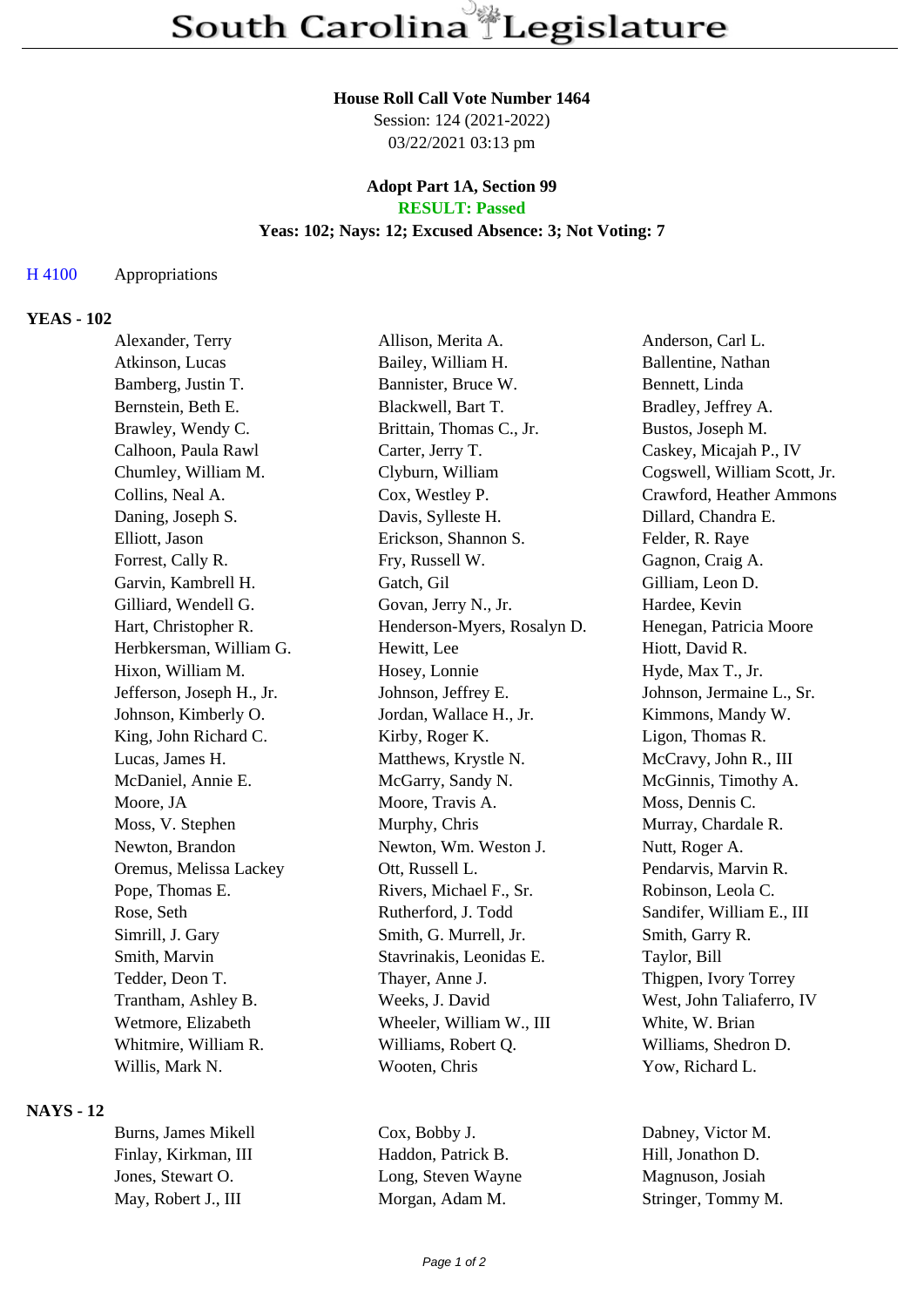# South Carolina Legislature

**House Roll Call Vote Number 1464**
Session: 124 (2021-2022)
03/22/2021 03:13 pm

**Adopt Part 1A, Section 99**
**RESULT: Passed**
**Yeas: 102; Nays: 12; Excused Absence: 3; Not Voting: 7**

H 4100 Appropriations

**YEAS - 102**

| | | |
|---|---|---|
| Alexander, Terry | Allison, Merita A. | Anderson, Carl L. |
| Atkinson, Lucas | Bailey, William H. | Ballentine, Nathan |
| Bamberg, Justin T. | Bannister, Bruce W. | Bennett, Linda |
| Bernstein, Beth E. | Blackwell, Bart T. | Bradley, Jeffrey A. |
| Brawley, Wendy C. | Brittain, Thomas C., Jr. | Bustos, Joseph M. |
| Calhoon, Paula Rawl | Carter, Jerry T. | Caskey, Micajah P., IV |
| Chumley, William M. | Clyburn, William | Cogswell, William Scott, Jr. |
| Collins, Neal A. | Cox, Westley P. | Crawford, Heather Ammons |
| Daning, Joseph S. | Davis, Sylleste H. | Dillard, Chandra E. |
| Elliott, Jason | Erickson, Shannon S. | Felder, R. Raye |
| Forrest, Cally R. | Fry, Russell W. | Gagnon, Craig A. |
| Garvin, Kambrell H. | Gatch, Gil | Gilliam, Leon D. |
| Gilliard, Wendell G. | Govan, Jerry N., Jr. | Hardee, Kevin |
| Hart, Christopher R. | Henderson-Myers, Rosalyn D. | Henegan, Patricia Moore |
| Herbkersman, William G. | Hewitt, Lee | Hiott, David R. |
| Hixon, William M. | Hosey, Lonnie | Hyde, Max T., Jr. |
| Jefferson, Joseph H., Jr. | Johnson, Jeffrey E. | Johnson, Jermaine L., Sr. |
| Johnson, Kimberly O. | Jordan, Wallace H., Jr. | Kimmons, Mandy W. |
| King, John Richard C. | Kirby, Roger K. | Ligon, Thomas R. |
| Lucas, James H. | Matthews, Krystle N. | McCravy, John R., III |
| McDaniel, Annie E. | McGarry, Sandy N. | McGinnis, Timothy A. |
| Moore, JA | Moore, Travis A. | Moss, Dennis C. |
| Moss, V. Stephen | Murphy, Chris | Murray, Chardale R. |
| Newton, Brandon | Newton, Wm. Weston J. | Nutt, Roger A. |
| Oremus, Melissa Lackey | Ott, Russell L. | Pendarvis, Marvin R. |
| Pope, Thomas E. | Rivers, Michael F., Sr. | Robinson, Leola C. |
| Rose, Seth | Rutherford, J. Todd | Sandifer, William E., III |
| Simrill, J. Gary | Smith, G. Murrell, Jr. | Smith, Garry R. |
| Smith, Marvin | Stavrinakis, Leonidas E. | Taylor, Bill |
| Tedder, Deon T. | Thayer, Anne J. | Thigpen, Ivory Torrey |
| Trantham, Ashley B. | Weeks, J. David | West, John Taliaferro, IV |
| Wetmore, Elizabeth | Wheeler, William W., III | White, W. Brian |
| Whitmire, William R. | Williams, Robert Q. | Williams, Shedron D. |
| Willis, Mark N. | Wooten, Chris | Yow, Richard L. |

**NAYS - 12**

| | | |
|---|---|---|
| Burns, James Mikell | Cox, Bobby J. | Dabney, Victor M. |
| Finlay, Kirkman, III | Haddon, Patrick B. | Hill, Jonathon D. |
| Jones, Stewart O. | Long, Steven Wayne | Magnuson, Josiah |
| May, Robert J., III | Morgan, Adam M. | Stringer, Tommy M. |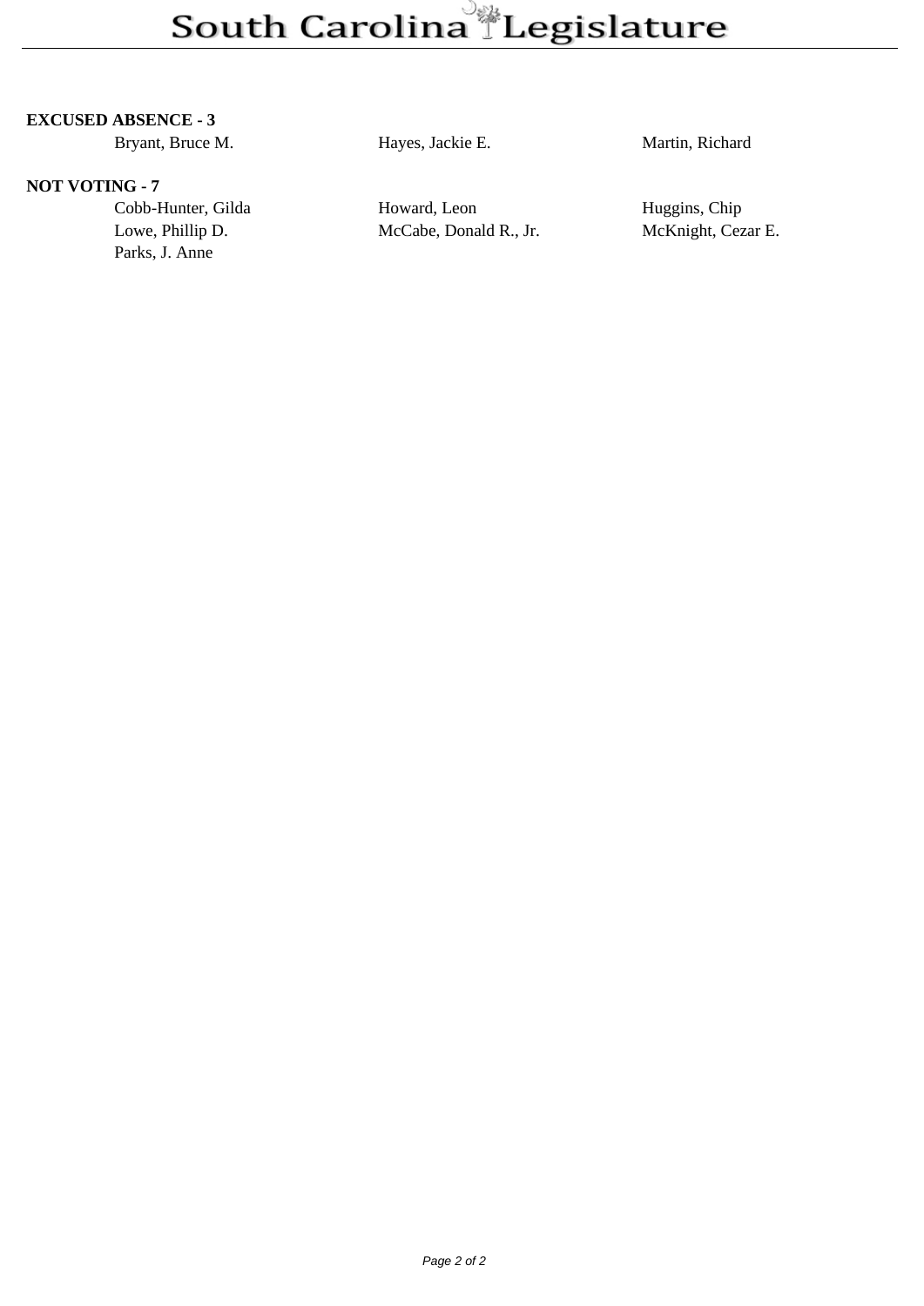**EXCUSED ABSENCE - 3**

| | | |
|---|---|---|
| Bryant, Bruce M. | Hayes, Jackie E. | Martin, Richard |

**NOT VOTING - 7**

| | | |
|---|---|---|
| Cobb-Hunter, Gilda | Howard, Leon | Huggins, Chip |
| Lowe, Phillip D. | McCabe, Donald R., Jr. | McKnight, Cezar E. |
| Parks, J. Anne | | |